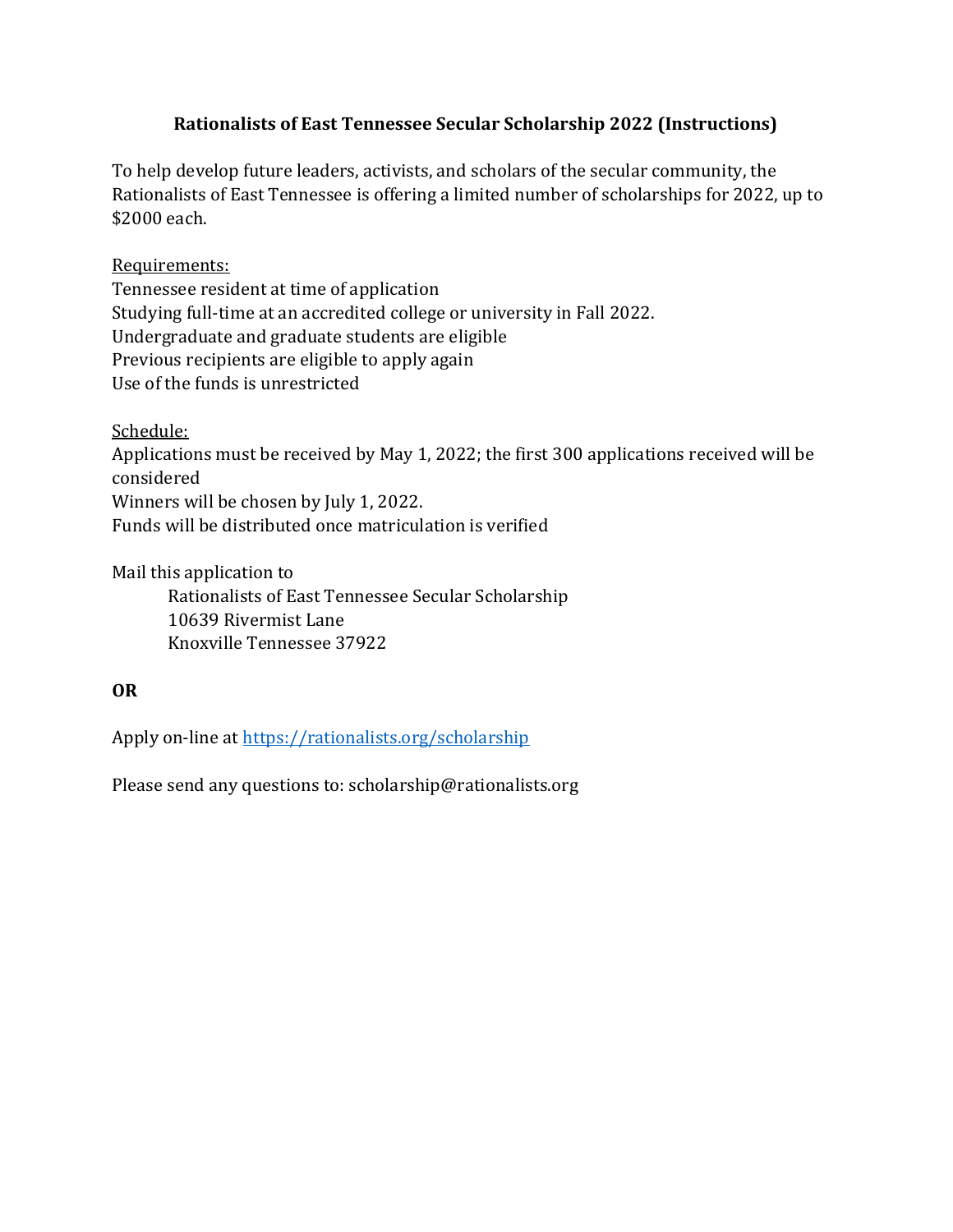# Rationalists of East Tennessee Secular Scholarship 2022 (Instructions)

To help develop future leaders, activists, and scholars of the secular community, the Rationalists of East Tennessee is offering a limited number of scholarships for 2022, up to $2000 each.

Requirements:

Tennessee resident at time of application
Studying full-time at an accredited college or university in Fall 2022.
Undergraduate and graduate students are eligible
Previous recipients are eligible to apply again
Use of the funds is unrestricted

Schedule:

Applications must be received by May 1, 2022; the first 300 applications received will be considered
Winners will be chosen by July 1, 2022.
Funds will be distributed once matriculation is verified

Mail this application to

> Rationalists of East Tennessee Secular Scholarship
> 10639 Rivermist Lane
> Knoxville Tennessee 37922

**OR**

Apply on-line at [https://rationalists.org/scholarship](https://rationalists.org/scholarship)

Please send any questions to: scholarship@rationalists.org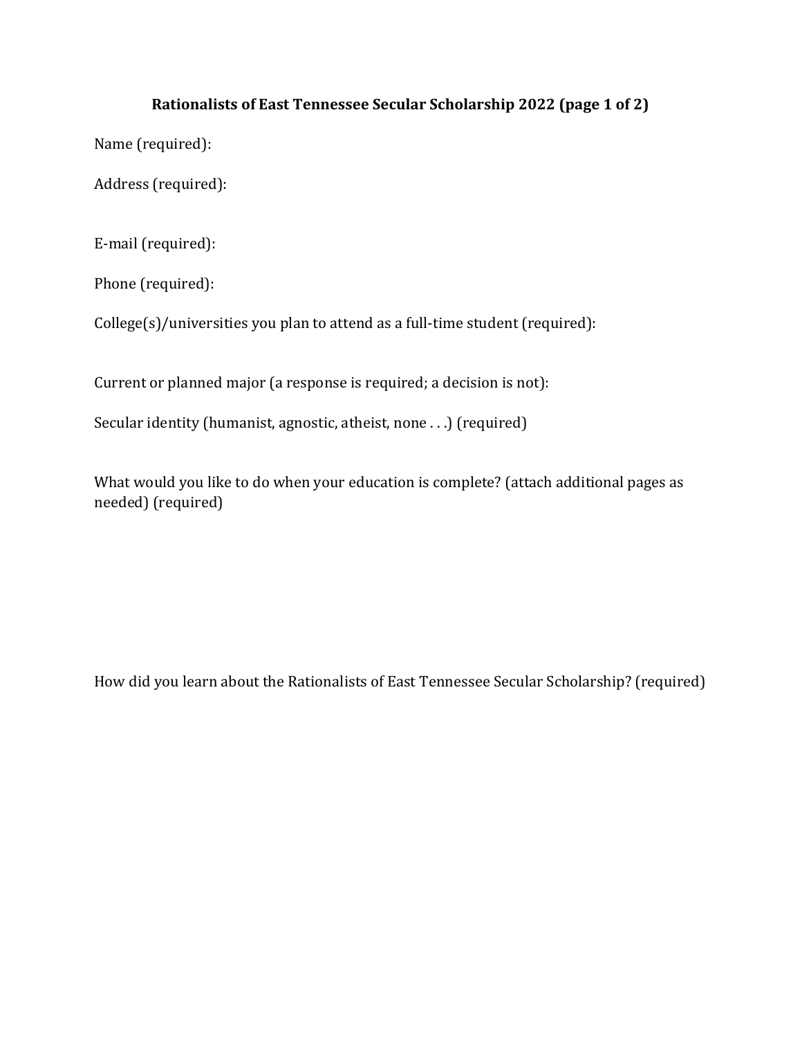**Rationalists of East Tennessee Secular Scholarship 2022 (page 1 of 2)**

Name (required):

Address (required):

E-mail (required):

Phone (required):

College(s)/universities you plan to attend as a full-time student (required):

Current or planned major (a response is required; a decision is not):

Secular identity (humanist, agnostic, atheist, none . . .) (required)

What would you like to do when your education is complete? (attach additional pages as needed) (required)

How did you learn about the Rationalists of East Tennessee Secular Scholarship? (required)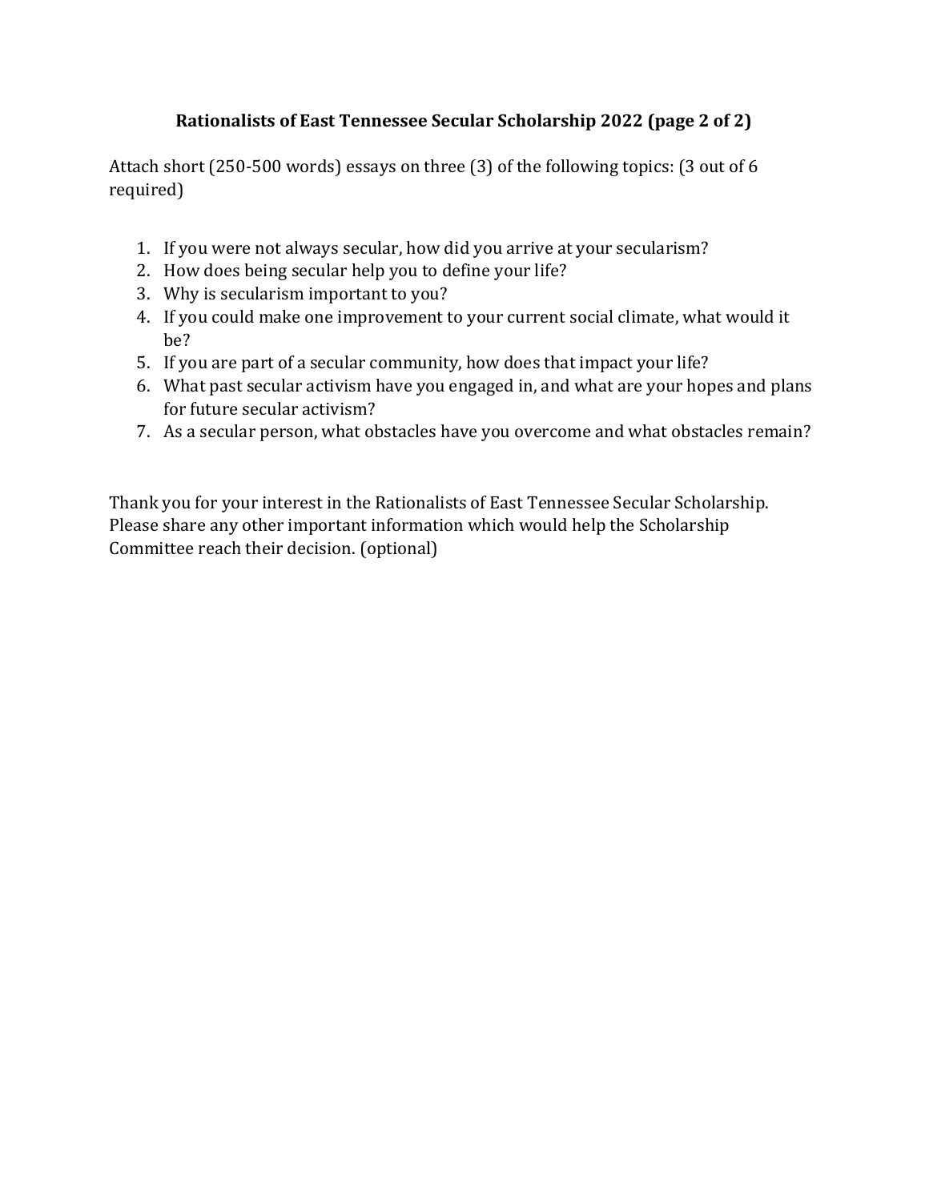**Rationalists of East Tennessee Secular Scholarship 2022 (page 2 of 2)**

Attach short (250-500 words) essays on three (3) of the following topics: (3 out of 6 required)

1. If you were not always secular, how did you arrive at your secularism?
2. How does being secular help you to define your life?
3. Why is secularism important to you?
4. If you could make one improvement to your current social climate, what would it be?
5. If you are part of a secular community, how does that impact your life?
6. What past secular activism have you engaged in, and what are your hopes and plans for future secular activism?
7. As a secular person, what obstacles have you overcome and what obstacles remain?

Thank you for your interest in the Rationalists of East Tennessee Secular Scholarship. Please share any other important information which would help the Scholarship Committee reach their decision. (optional)